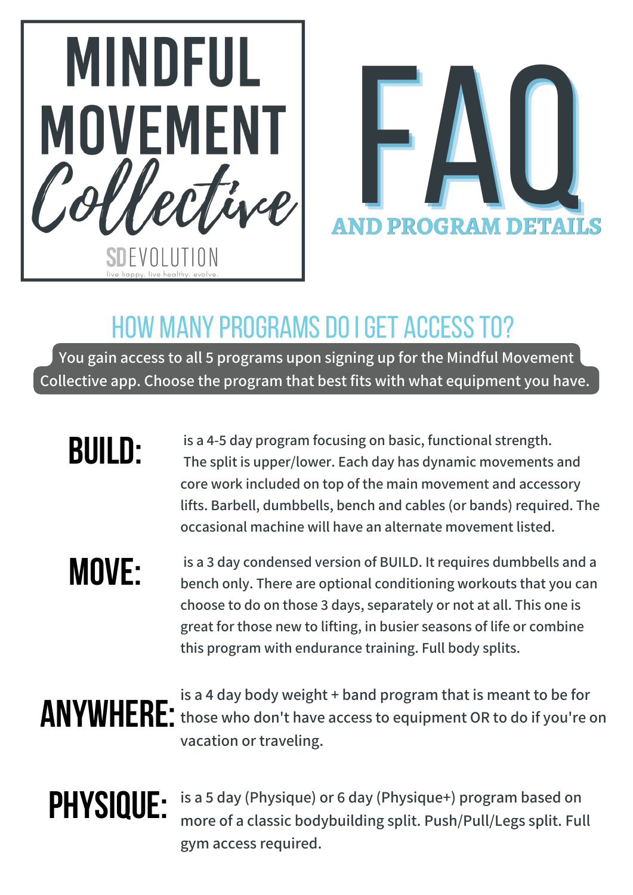# MINDFUL MOVEMENT *Collective*

SDEVOLUTION

live happy. live healthy. evolve.

# FAQ

## AND PROGRAM DETAILS

## HOW MANY PROGRAMS DO I GET ACCESS TO?

You gain access to all 5 programs upon signing up for the Mindful Movement Collective app. Choose the program that best fits with what equipment you have.

**BUILD:** is a 4-5 day program focusing on basic, functional strength. The split is upper/lower. Each day has dynamic movements and core work included on top of the main movement and accessory lifts. Barbell, dumbbells, bench and cables (or bands) required. The occasional machine will have an alternate movement listed.

**MOVE:** is a 3 day condensed version of BUILD. It requires dumbbells and a bench only. There are optional conditioning workouts that you can choose to do on those 3 days, separately or not at all. This one is great for those new to lifting, in busier seasons of life or combine this program with endurance training. Full body splits.

**ANYWHERE:** is a 4 day body weight + band program that is meant to be for those who don't have access to equipment OR to do if you're on vacation or traveling.

**PHYSIQUE:** is a 5 day (Physique) or 6 day (Physique+) program based on more of a classic bodybuilding split. Push/Pull/Legs split. Full gym access required.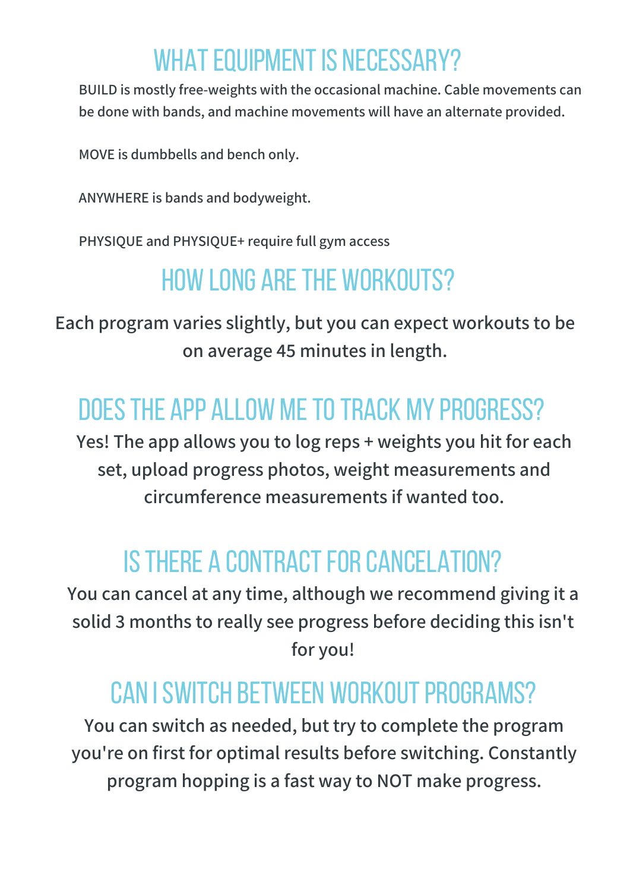## WHAT EQUIPMENT IS NECESSARY?

BUILD is mostly free-weights with the occasional machine. Cable movements can be done with bands, and machine movements will have an alternate provided.

MOVE is dumbbells and bench only.

ANYWHERE is bands and bodyweight.

PHYSIQUE and PHYSIQUE+ require full gym access

## HOW LONG ARE THE WORKOUTS?

Each program varies slightly, but you can expect workouts to be on average 45 minutes in length.

## DOES THE APP ALLOW ME TO TRACK MY PROGRESS?

Yes! The app allows you to log reps + weights you hit for each set, upload progress photos, weight measurements and circumference measurements if wanted too.

## IS THERE A CONTRACT FOR CANCELATION?

You can cancel at any time, although we recommend giving it a solid 3 months to really see progress before deciding this isn't for you!

## CAN I SWITCH BETWEEN WORKOUT PROGRAMS?

You can switch as needed, but try to complete the program you're on first for optimal results before switching. Constantly program hopping is a fast way to NOT make progress.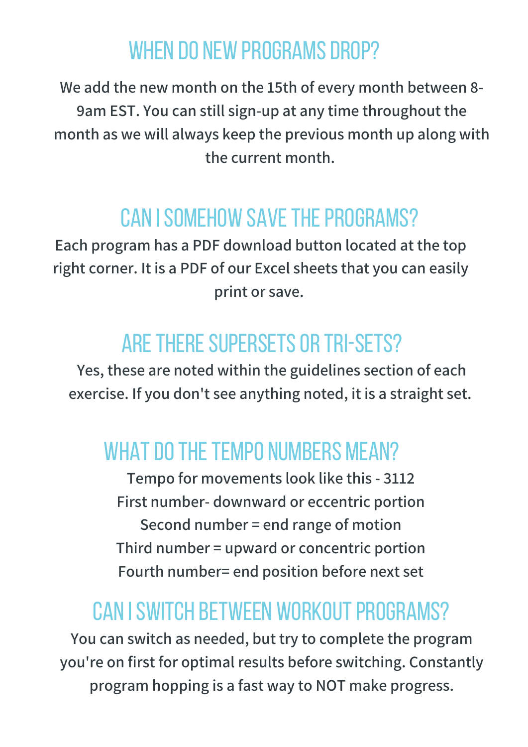## WHEN DO NEW PROGRAMS DROP?

We add the new month on the 15th of every month between 8-9am EST. You can still sign-up at any time throughout the month as we will always keep the previous month up along with the current month.

## CAN I SOMEHOW SAVE THE PROGRAMS?

Each program has a PDF download button located at the top right corner. It is a PDF of our Excel sheets that you can easily print or save.

## ARE THERE SUPERSETS OR TRI-SETS?

Yes, these are noted within the guidelines section of each exercise. If you don't see anything noted, it is a straight set.

## WHAT DO THE TEMPO NUMBERS MEAN?

Tempo for movements look like this - 3112
First number- downward or eccentric portion
Second number = end range of motion
Third number = upward or concentric portion
Fourth number= end position before next set

## CAN I SWITCH BETWEEN WORKOUT PROGRAMS?

You can switch as needed, but try to complete the program you're on first for optimal results before switching. Constantly program hopping is a fast way to NOT make progress.